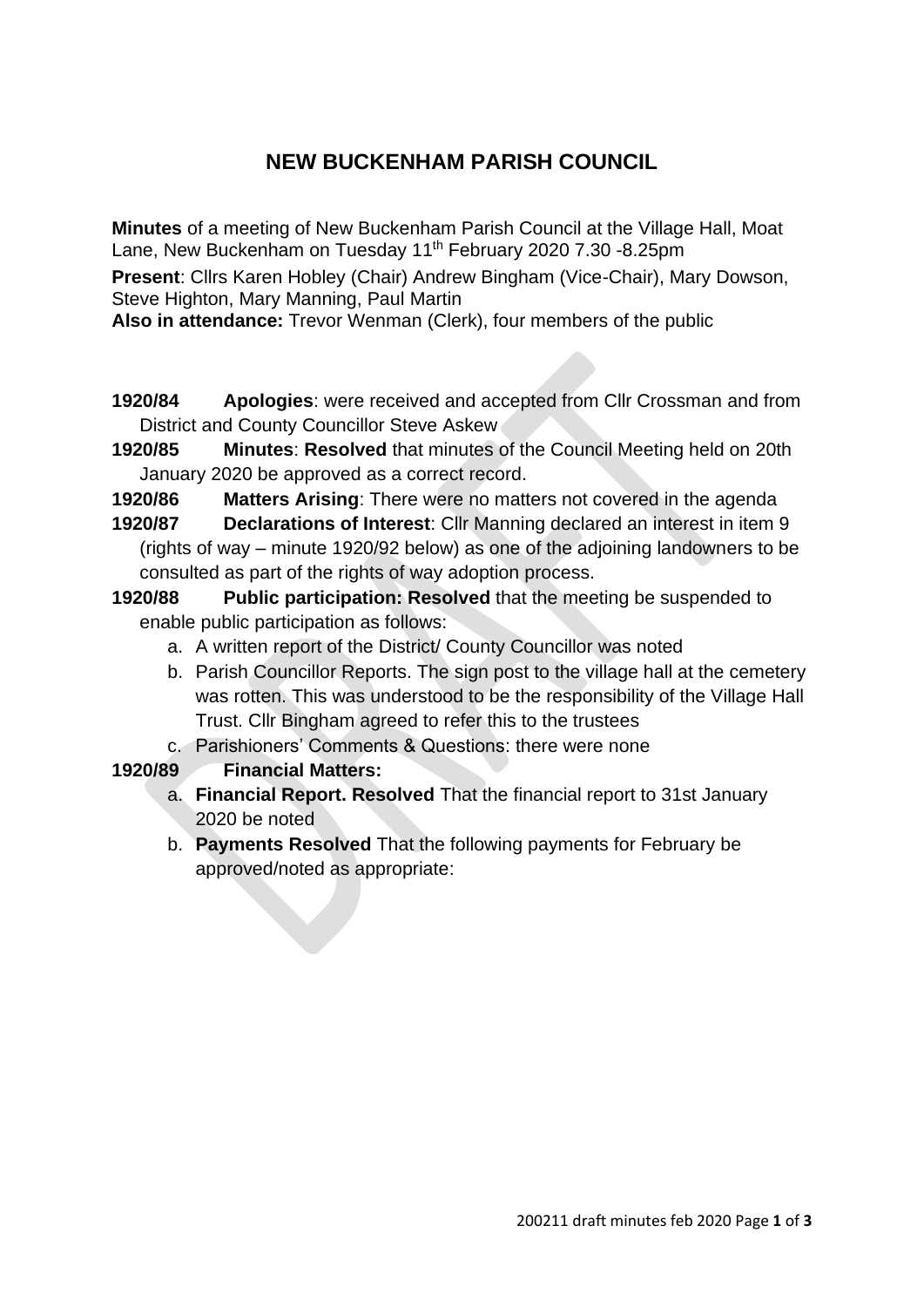# NEW BUCKENHAM PARISH COUNCIL

**Minutes** of a meeting of New Buckenham Parish Council at the Village Hall, Moat Lane, New Buckenham on Tuesday 11th February 2020 7.30 -8.25pm

**Present**: Cllrs Karen Hobley (Chair) Andrew Bingham (Vice-Chair), Mary Dowson, Steve Highton, Mary Manning, Paul Martin

**Also in attendance:** Trevor Wenman (Clerk), four members of the public

**1920/84 Apologies**: were received and accepted from Cllr Crossman and from District and County Councillor Steve Askew

**1920/85 Minutes**: **Resolved** that minutes of the Council Meeting held on 20th January 2020 be approved as a correct record.

**1920/86 Matters Arising**: There were no matters not covered in the agenda

**1920/87 Declarations of Interest**: Cllr Manning declared an interest in item 9 (rights of way – minute 1920/92 below) as one of the adjoining landowners to be consulted as part of the rights of way adoption process.

**1920/88 Public participation: Resolved** that the meeting be suspended to enable public participation as follows:

a. A written report of the District/ County Councillor was noted
b. Parish Councillor Reports. The sign post to the village hall at the cemetery was rotten. This was understood to be the responsibility of the Village Hall Trust. Cllr Bingham agreed to refer this to the trustees
c. Parishioners' Comments & Questions: there were none

**1920/89 Financial Matters:**

a. **Financial Report. Resolved** That the financial report to 31st January 2020 be noted
b. **Payments Resolved** That the following payments for February be approved/noted as appropriate: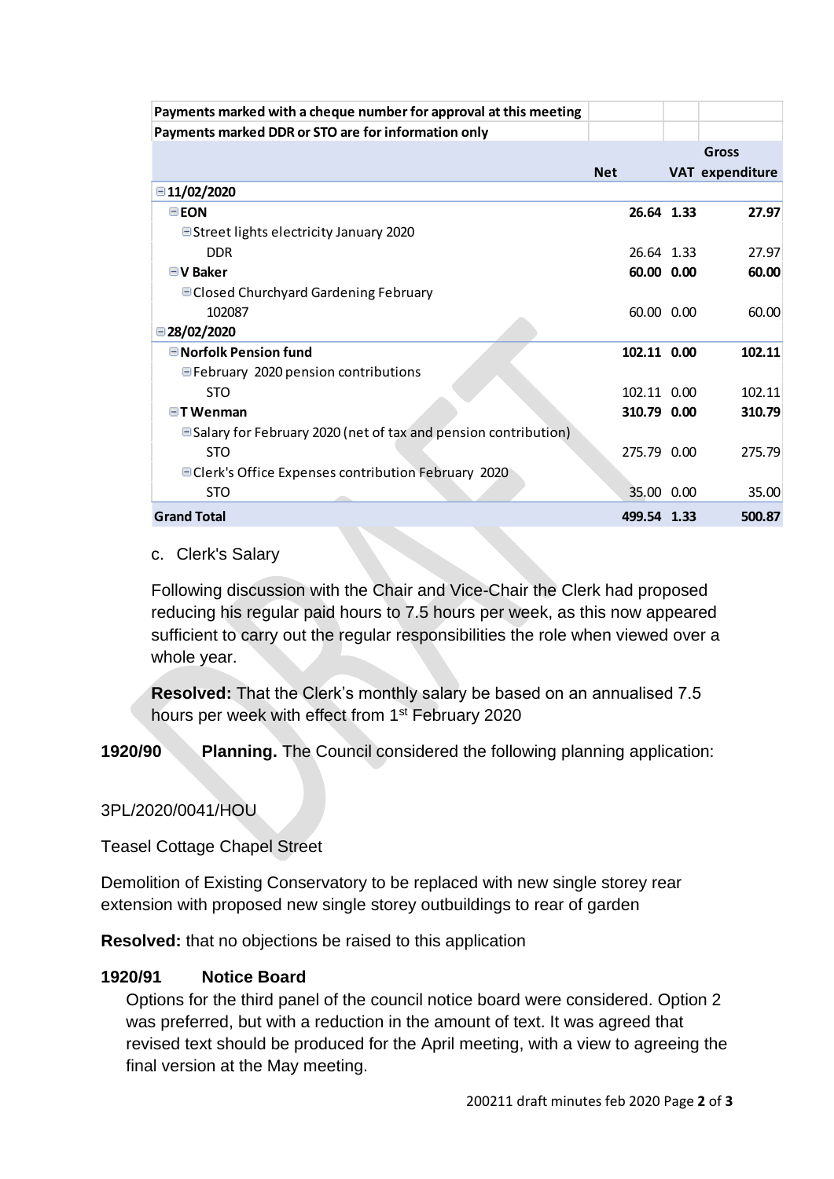| Payments marked with a cheque number for approval at this meeting | | | |
|---|---|---|---|
| Payments marked DDR or STO are for information only | | | |
| | **Net** | **VAT** | **Gross expenditure** |
| **11/02/2020** | | | |
| **EON** | **26.64** | **1.33** | **27.97** |
| Street lights electricity January 2020 | | | |
| DDR | 26.64 | 1.33 | 27.97 |
| **V Baker** | **60.00** | **0.00** | **60.00** |
| Closed Churchyard Gardening February | | | |
| 102087 | 60.00 | 0.00 | 60.00 |
| **28/02/2020** | | | |
| **Norfolk Pension fund** | **102.11** | **0.00** | **102.11** |
| February 2020 pension contributions | | | |
| STO | 102.11 | 0.00 | 102.11 |
| **T Wenman** | **310.79** | **0.00** | **310.79** |
| Salary for February 2020 (net of tax and pension contribution) | | | |
| STO | 275.79 | 0.00 | 275.79 |
| Clerk's Office Expenses contribution February 2020 | | | |
| STO | 35.00 | 0.00 | 35.00 |
| **Grand Total** | **499.54** | **1.33** | **500.87** |

c. Clerk's Salary

Following discussion with the Chair and Vice-Chair the Clerk had proposed reducing his regular paid hours to 7.5 hours per week, as this now appeared sufficient to carry out the regular responsibilities the role when viewed over a whole year.

**Resolved:** That the Clerk's monthly salary be based on an annualised 7.5 hours per week with effect from 1st February 2020

**1920/90 Planning.** The Council considered the following planning application:

3PL/2020/0041/HOU

Teasel Cottage Chapel Street

Demolition of Existing Conservatory to be replaced with new single storey rear extension with proposed new single storey outbuildings to rear of garden

**Resolved:** that no objections be raised to this application

**1920/91 Notice Board**

Options for the third panel of the council notice board were considered. Option 2 was preferred, but with a reduction in the amount of text. It was agreed that revised text should be produced for the April meeting, with a view to agreeing the final version at the May meeting.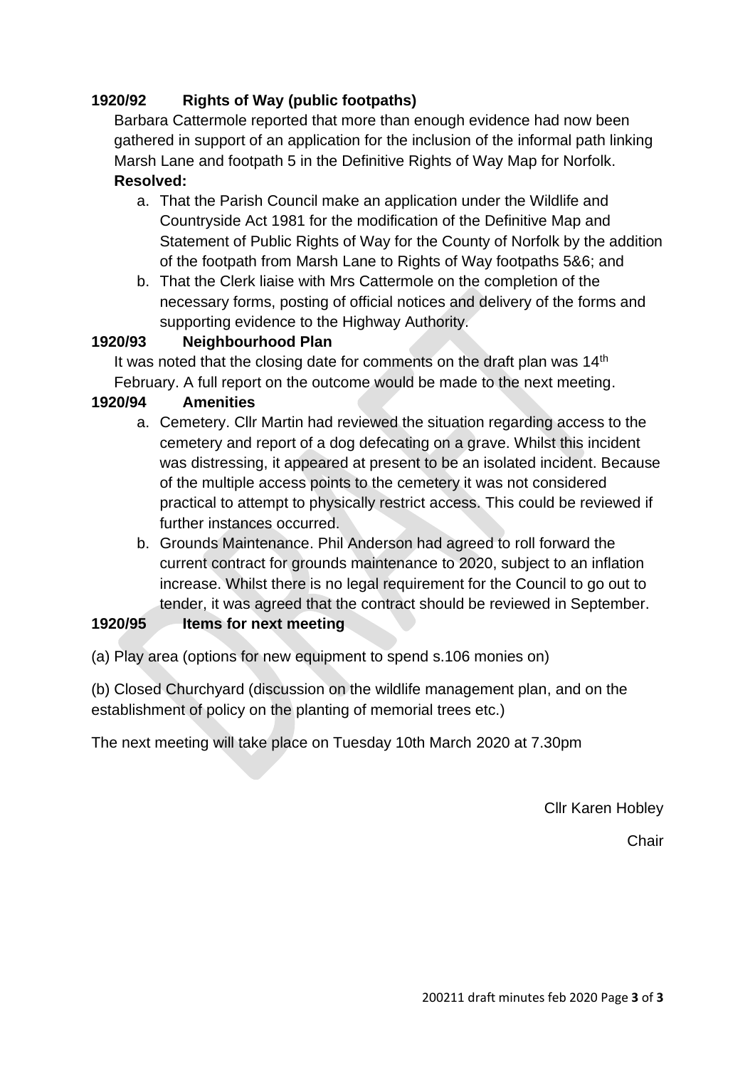**1920/92 Rights of Way (public footpaths)**

Barbara Cattermole reported that more than enough evidence had now been gathered in support of an application for the inclusion of the informal path linking Marsh Lane and footpath 5 in the Definitive Rights of Way Map for Norfolk.

**Resolved:**

a. That the Parish Council make an application under the Wildlife and Countryside Act 1981 for the modification of the Definitive Map and Statement of Public Rights of Way for the County of Norfolk by the addition of the footpath from Marsh Lane to Rights of Way footpaths 5&6; and

b. That the Clerk liaise with Mrs Cattermole on the completion of the necessary forms, posting of official notices and delivery of the forms and supporting evidence to the Highway Authority.

**1920/93 Neighbourhood Plan**

It was noted that the closing date for comments on the draft plan was 14th February. A full report on the outcome would be made to the next meeting.

**1920/94 Amenities**

a. Cemetery. Cllr Martin had reviewed the situation regarding access to the cemetery and report of a dog defecating on a grave. Whilst this incident was distressing, it appeared at present to be an isolated incident. Because of the multiple access points to the cemetery it was not considered practical to attempt to physically restrict access. This could be reviewed if further instances occurred.

b. Grounds Maintenance. Phil Anderson had agreed to roll forward the current contract for grounds maintenance to 2020, subject to an inflation increase. Whilst there is no legal requirement for the Council to go out to tender, it was agreed that the contract should be reviewed in September.

**1920/95 Items for next meeting**

(a) Play area (options for new equipment to spend s.106 monies on)

(b) Closed Churchyard (discussion on the wildlife management plan, and on the establishment of policy on the planting of memorial trees etc.)

The next meeting will take place on Tuesday 10th March 2020 at 7.30pm

Cllr Karen Hobley

Chair